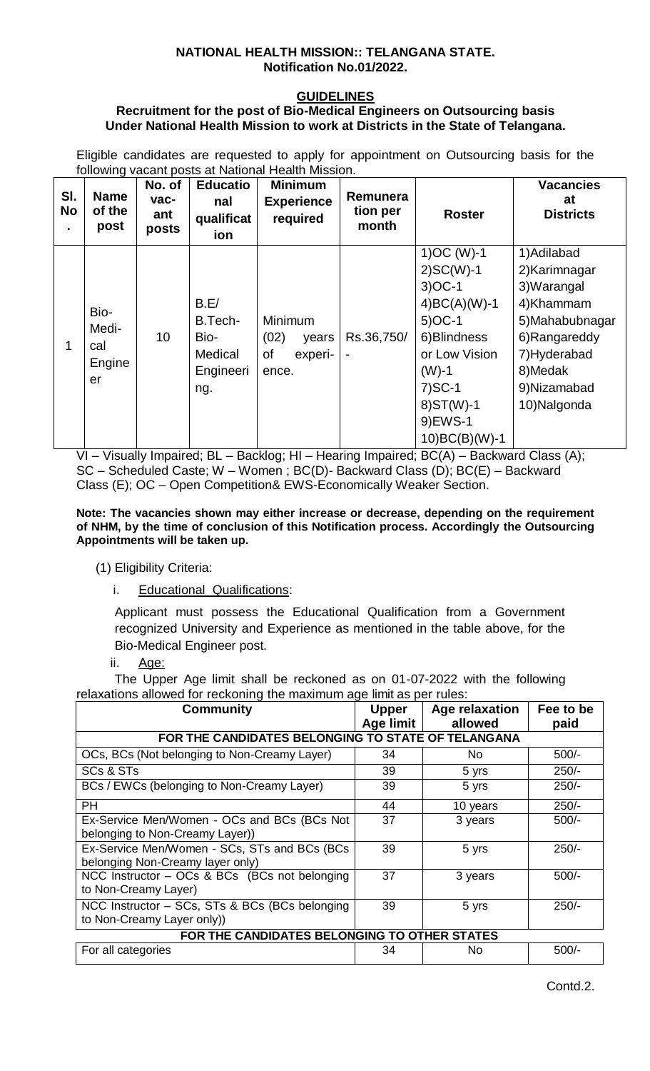**NATIONAL HEALTH MISSION:: TELANGANA STATE.**
**Notification No.01/2022.**

**GUIDELINES**

**Recruitment for the post of Bio-Medical Engineers on Outsourcing basis Under National Health Mission to work at Districts in the State of Telangana.**

Eligible candidates are requested to apply for appointment on Outsourcing basis for the following vacant posts at National Health Mission.

| Sl. No. | Name of the post | No. of vac-ant posts | Educational qualification | Minimum Experience required | Remuneration per month | Roster | Vacancies at Districts |
|---|---|---|---|---|---|---|---|
| 1 | Bio-Medi-cal Engineer | 10 | B.E/ B.Tech- Bio-Medical Engineering. | Minimum (02) years of experi-ence. | Rs.36,750/- | 1)OC (W)-1<br>2)SC(W)-1<br>3)OC-1<br>4)BC(A)(W)-1<br>5)OC-1<br>6)Blindness or Low Vision (W)-1<br>7)SC-1<br>8)ST(W)-1<br>9)EWS-1<br>10)BC(B)(W)-1 | 1)Adilabad<br>2)Karimnagar<br>3)Warangal<br>4)Khammam<br>5)Mahabubnagar<br>6)Rangareddy<br>7)Hyderabad<br>8)Medak<br>9)Nizamabad<br>10)Nalgonda |

VI – Visually Impaired; BL – Backlog; HI – Hearing Impaired; BC(A) – Backward Class (A); SC – Scheduled Caste; W – Women ; BC(D)- Backward Class (D); BC(E) – Backward Class (E); OC – Open Competition& EWS-Economically Weaker Section.

**Note: The vacancies shown may either increase or decrease, depending on the requirement of NHM, by the time of conclusion of this Notification process. Accordingly the Outsourcing Appointments will be taken up.**

(1) Eligibility Criteria:

i. Educational Qualifications:

Applicant must possess the Educational Qualification from a Government recognized University and Experience as mentioned in the table above, for the Bio-Medical Engineer post.

ii. Age:

The Upper Age limit shall be reckoned as on 01-07-2022 with the following relaxations allowed for reckoning the maximum age limit as per rules:

| Community | Upper Age limit | Age relaxation allowed | Fee to be paid |
|---|---|---|---|
| **FOR THE CANDIDATES BELONGING TO STATE OF TELANGANA** | | | |
| OCs, BCs (Not belonging to Non-Creamy Layer) | 34 | No | 500/- |
| SCs & STs | 39 | 5 yrs | 250/- |
| BCs / EWCs (belonging to Non-Creamy Layer) | 39 | 5 yrs | 250/- |
| PH | 44 | 10 years | 250/- |
| Ex-Service Men/Women - OCs and BCs (BCs Not belonging to Non-Creamy Layer)) | 37 | 3 years | 500/- |
| Ex-Service Men/Women - SCs, STs and BCs (BCs belonging Non-Creamy layer only) | 39 | 5 yrs | 250/- |
| NCC Instructor – OCs & BCs (BCs not belonging to Non-Creamy Layer) | 37 | 3 years | 500/- |
| NCC Instructor – SCs, STs & BCs (BCs belonging to Non-Creamy Layer only)) | 39 | 5 yrs | 250/- |
| **FOR THE CANDIDATES BELONGING TO OTHER STATES** | | | |
| For all categories | 34 | No | 500/- |

Contd.2.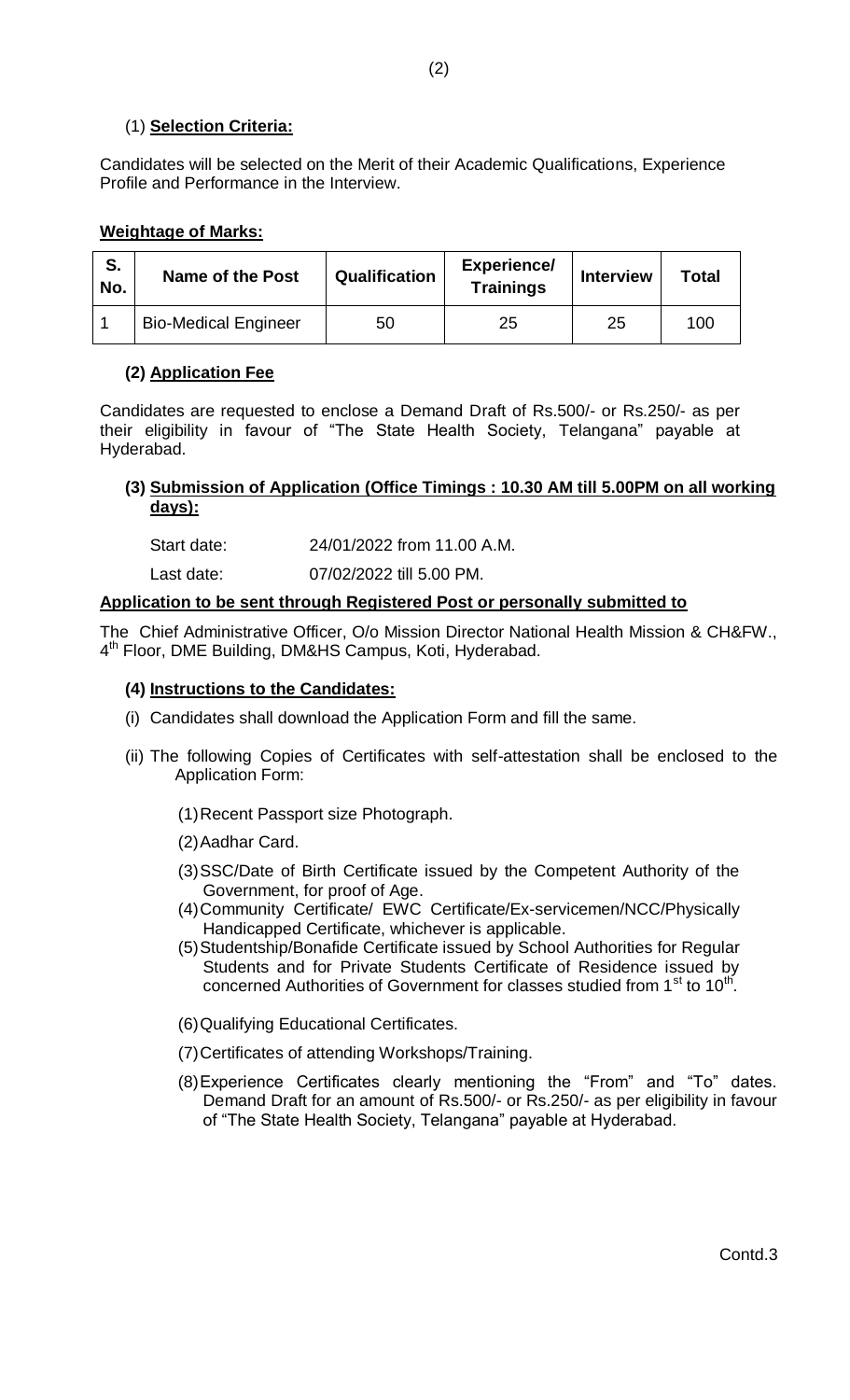(1) **Selection Criteria:**

Candidates will be selected on the Merit of their Academic Qualifications, Experience Profile and Performance in the Interview.

**Weightage of Marks:**

| S. No. | Name of the Post | Qualification | Experience/ Trainings | Interview | Total |
|---|---|---|---|---|---|
| 1 | Bio-Medical Engineer | 50 | 25 | 25 | 100 |

**(2) Application Fee**

Candidates are requested to enclose a Demand Draft of Rs.500/- or Rs.250/- as per their eligibility in favour of "The State Health Society, Telangana" payable at Hyderabad.

**(3) Submission of Application (Office Timings : 10.30 AM till 5.00PM on all working days):**

Start date: 24/01/2022 from 11.00 A.M.

Last date: 07/02/2022 till 5.00 PM.

**Application to be sent through Registered Post or personally submitted to**

The Chief Administrative Officer, O/o Mission Director National Health Mission & CH&FW., 4th Floor, DME Building, DM&HS Campus, Koti, Hyderabad.

**(4) Instructions to the Candidates:**

(i) Candidates shall download the Application Form and fill the same.

(ii) The following Copies of Certificates with self-attestation shall be enclosed to the Application Form:

(1) Recent Passport size Photograph.

(2) Aadhar Card.

(3) SSC/Date of Birth Certificate issued by the Competent Authority of the Government, for proof of Age.

(4) Community Certificate/ EWC Certificate/Ex-servicemen/NCC/Physically Handicapped Certificate, whichever is applicable.

(5) Studentship/Bonafide Certificate issued by School Authorities for Regular Students and for Private Students Certificate of Residence issued by concerned Authorities of Government for classes studied from 1st to 10th.

(6) Qualifying Educational Certificates.

(7) Certificates of attending Workshops/Training.

(8) Experience Certificates clearly mentioning the "From" and "To" dates. Demand Draft for an amount of Rs.500/- or Rs.250/- as per eligibility in favour of "The State Health Society, Telangana" payable at Hyderabad.

Contd.3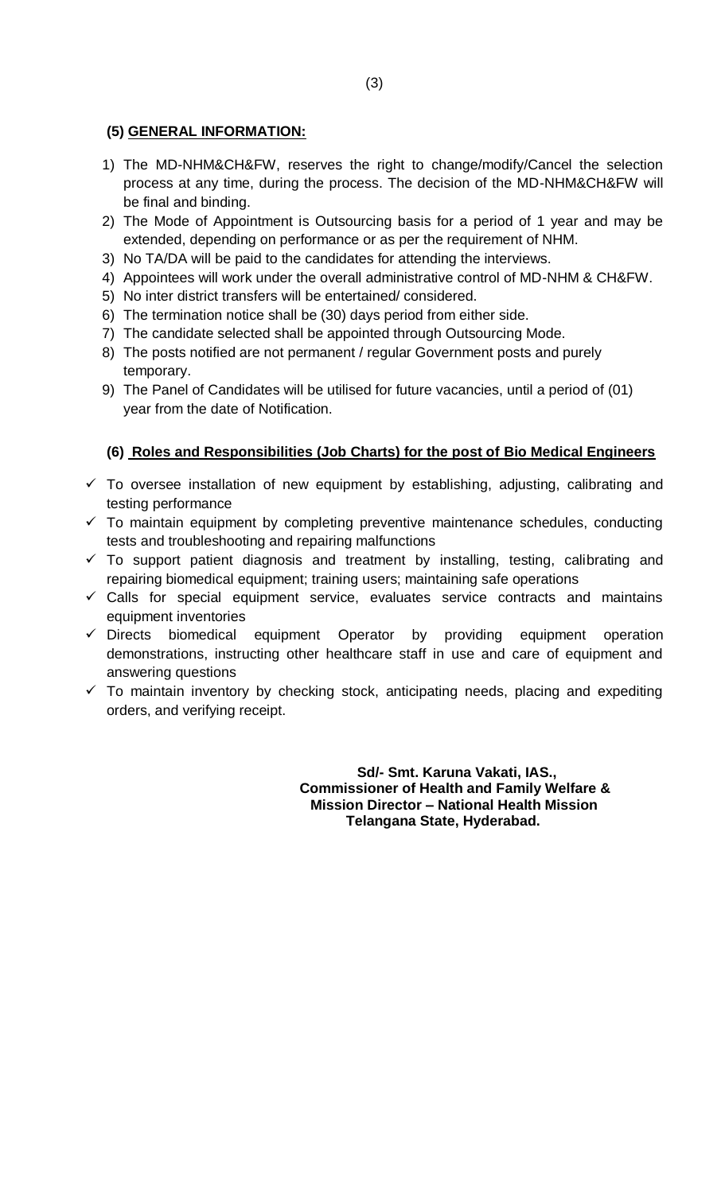### (5) GENERAL INFORMATION:

1) The MD-NHM&CH&FW, reserves the right to change/modify/Cancel the selection process at any time, during the process. The decision of the MD-NHM&CH&FW will be final and binding.
2) The Mode of Appointment is Outsourcing basis for a period of 1 year and may be extended, depending on performance or as per the requirement of NHM.
3) No TA/DA will be paid to the candidates for attending the interviews.
4) Appointees will work under the overall administrative control of MD-NHM & CH&FW.
5) No inter district transfers will be entertained/ considered.
6) The termination notice shall be (30) days period from either side.
7) The candidate selected shall be appointed through Outsourcing Mode.
8) The posts notified are not permanent / regular Government posts and purely temporary.
9) The Panel of Candidates will be utilised for future vacancies, until a period of (01) year from the date of Notification.

### (6) Roles and Responsibilities (Job Charts) for the post of Bio Medical Engineers

- ✓ To oversee installation of new equipment by establishing, adjusting, calibrating and testing performance
- ✓ To maintain equipment by completing preventive maintenance schedules, conducting tests and troubleshooting and repairing malfunctions
- ✓ To support patient diagnosis and treatment by installing, testing, calibrating and repairing biomedical equipment; training users; maintaining safe operations
- ✓ Calls for special equipment service, evaluates service contracts and maintains equipment inventories
- ✓ Directs biomedical equipment Operator by providing equipment operation demonstrations, instructing other healthcare staff in use and care of equipment and answering questions
- ✓ To maintain inventory by checking stock, anticipating needs, placing and expediting orders, and verifying receipt.

**Sd/- Smt. Karuna Vakati, IAS.,**
**Commissioner of Health and Family Welfare &**
**Mission Director – National Health Mission**
**Telangana State, Hyderabad.**